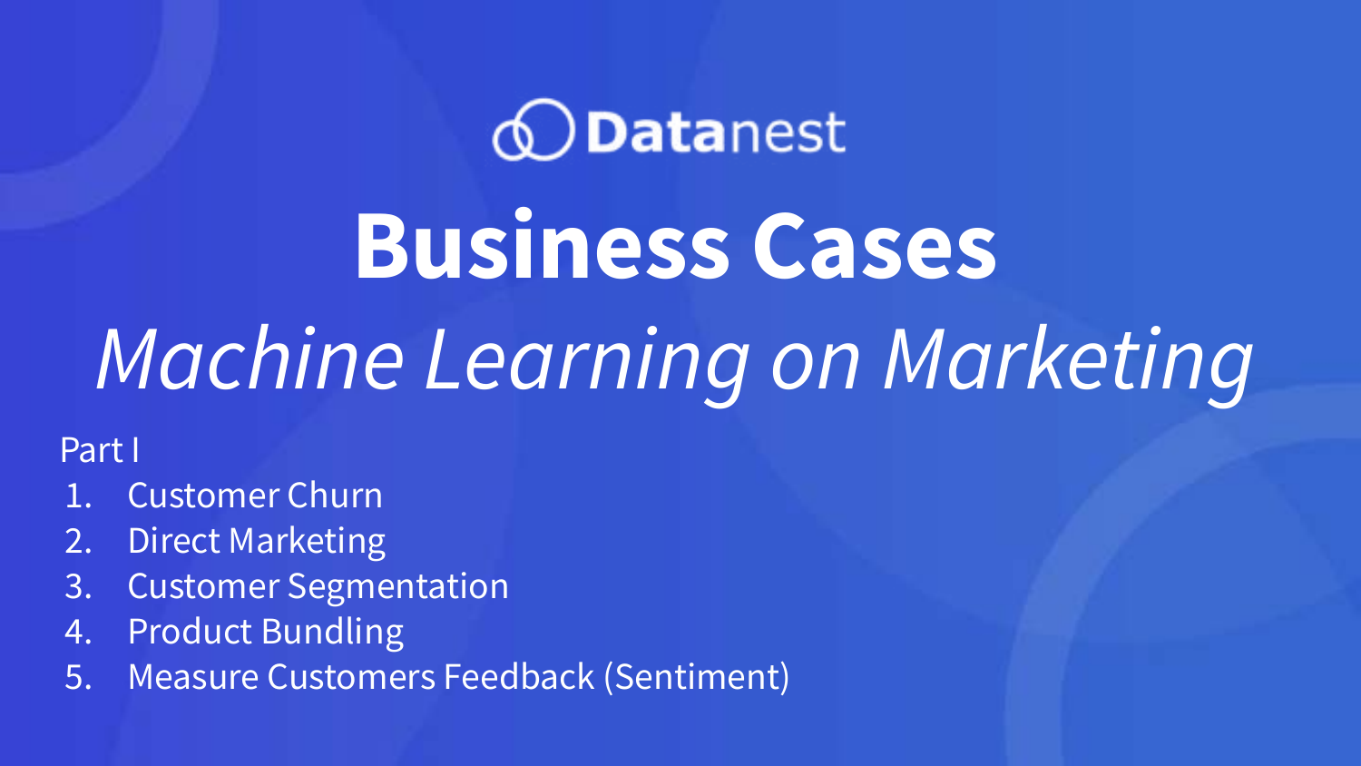Datanest

# Business Cases

## *Machine Learning on Marketing*

Part I

1. Customer Churn
2. Direct Marketing
3. Customer Segmentation
4. Product Bundling
5. Measure Customers Feedback (Sentiment)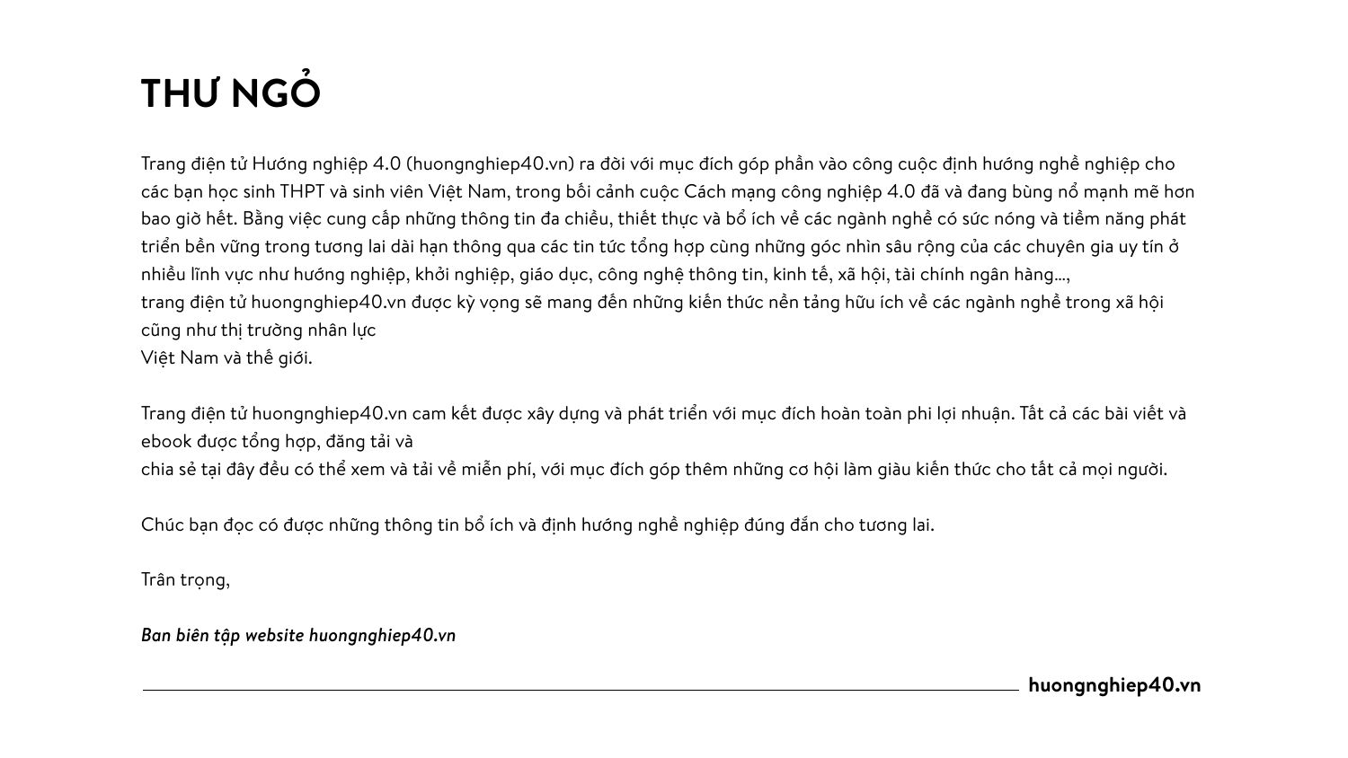# THƯ NGỎ

Trang điện tử Hướng nghiệp 4.0 (huongnghiep40.vn) ra đời với mục đích góp phần vào công cuộc định hướng nghề nghiệp cho các bạn học sinh THPT và sinh viên Việt Nam, trong bối cảnh cuộc Cách mạng công nghiệp 4.0 đã và đang bùng nổ mạnh mẽ hơn bao giờ hết. Bằng việc cung cấp những thông tin đa chiều, thiết thực và bổ ích về các ngành nghề có sức nóng và tiềm năng phát triển bền vững trong tương lai dài hạn thông qua các tin tức tổng hợp cùng những góc nhìn sâu rộng của các chuyên gia uy tín ở nhiều lĩnh vực như hướng nghiệp, khởi nghiệp, giáo dục, công nghệ thông tin, kinh tế, xã hội, tài chính ngân hàng..., trang điện tử huongnghiep40.vn được kỳ vọng sẽ mang đến những kiến thức nền tảng hữu ích về các ngành nghề trong xã hội cũng như thị trường nhân lực Việt Nam và thế giới.

Trang điện tử huongnghiep40.vn cam kết được xây dựng và phát triển với mục đích hoàn toàn phi lợi nhuận. Tất cả các bài viết và ebook được tổng hợp, đăng tải và chia sẻ tại đây đều có thể xem và tải về miễn phí, với mục đích góp thêm những cơ hội làm giàu kiến thức cho tất cả mọi người.

Chúc bạn đọc có được những thông tin bổ ích và định hướng nghề nghiệp đúng đắn cho tương lai.

Trân trọng,

***Ban biên tập website huongnghiep40.vn***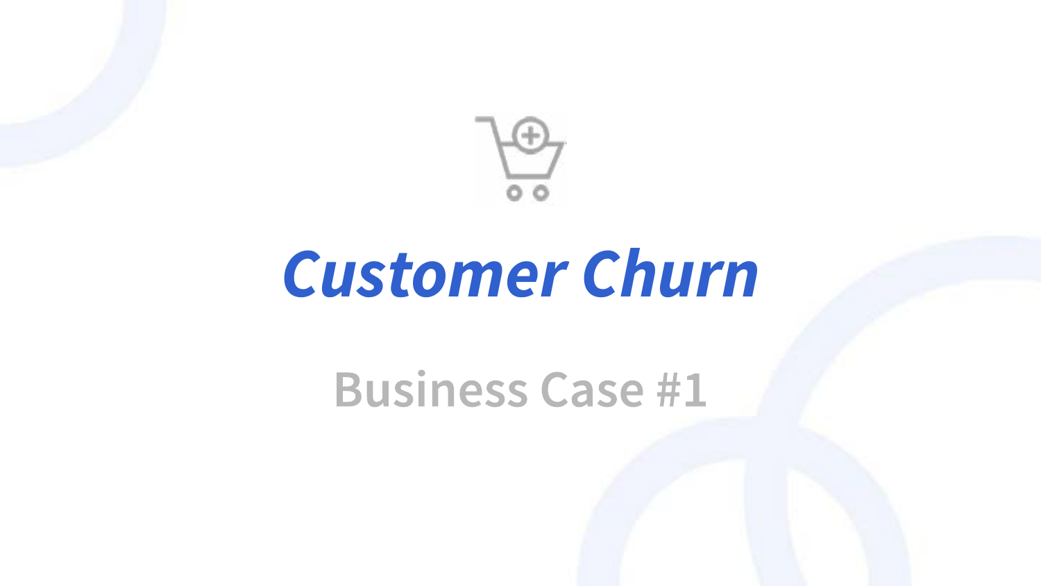# *Customer Churn*

## Business Case #1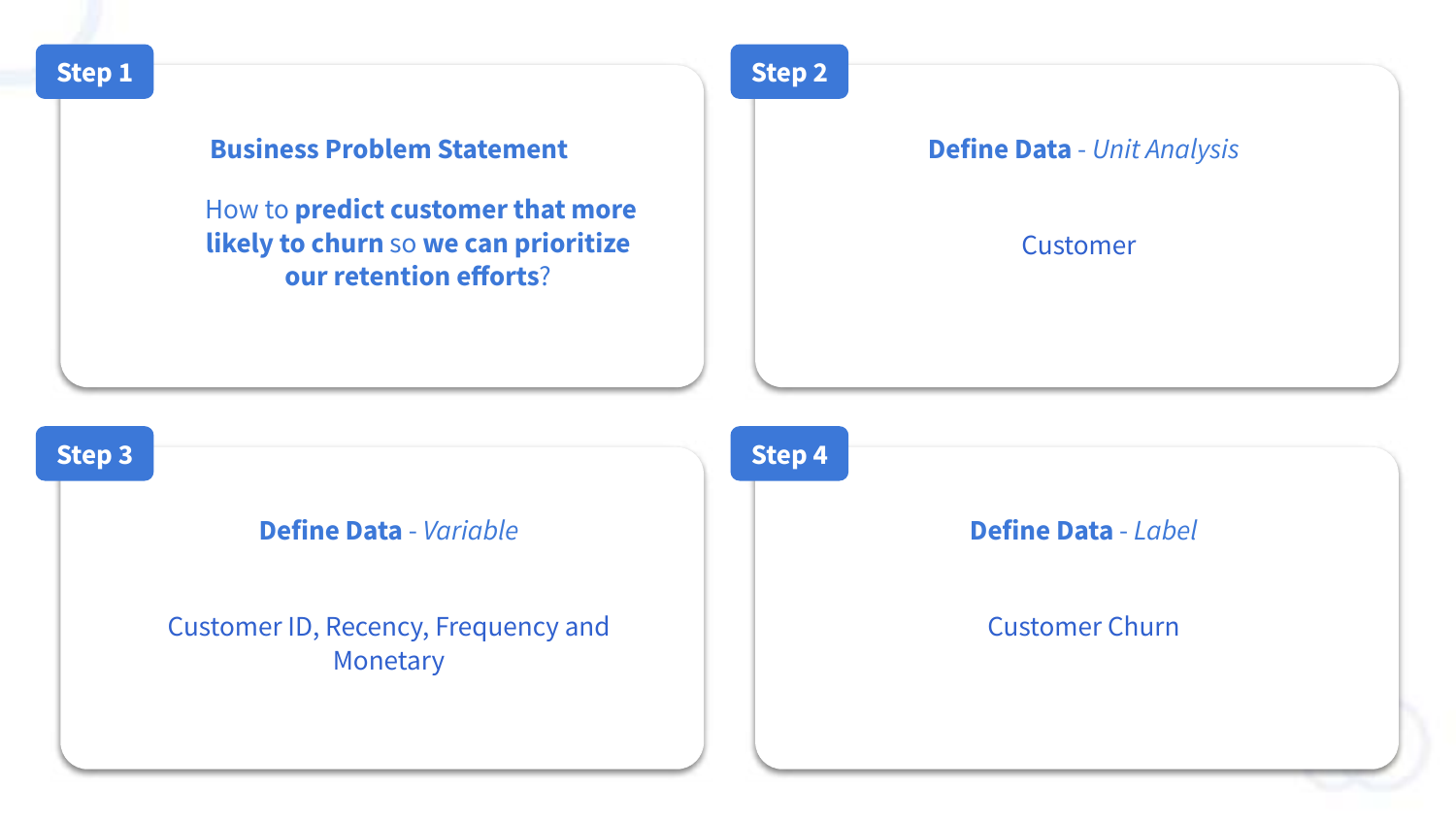## Step 1

**Business Problem Statement**

How to **predict customer that more likely to churn** so **we can prioritize our retention efforts**?

## Step 2

**Define Data** - *Unit Analysis*

Customer

## Step 3

**Define Data** - *Variable*

Customer ID, Recency, Frequency and Monetary

## Step 4

**Define Data** - *Label*

Customer Churn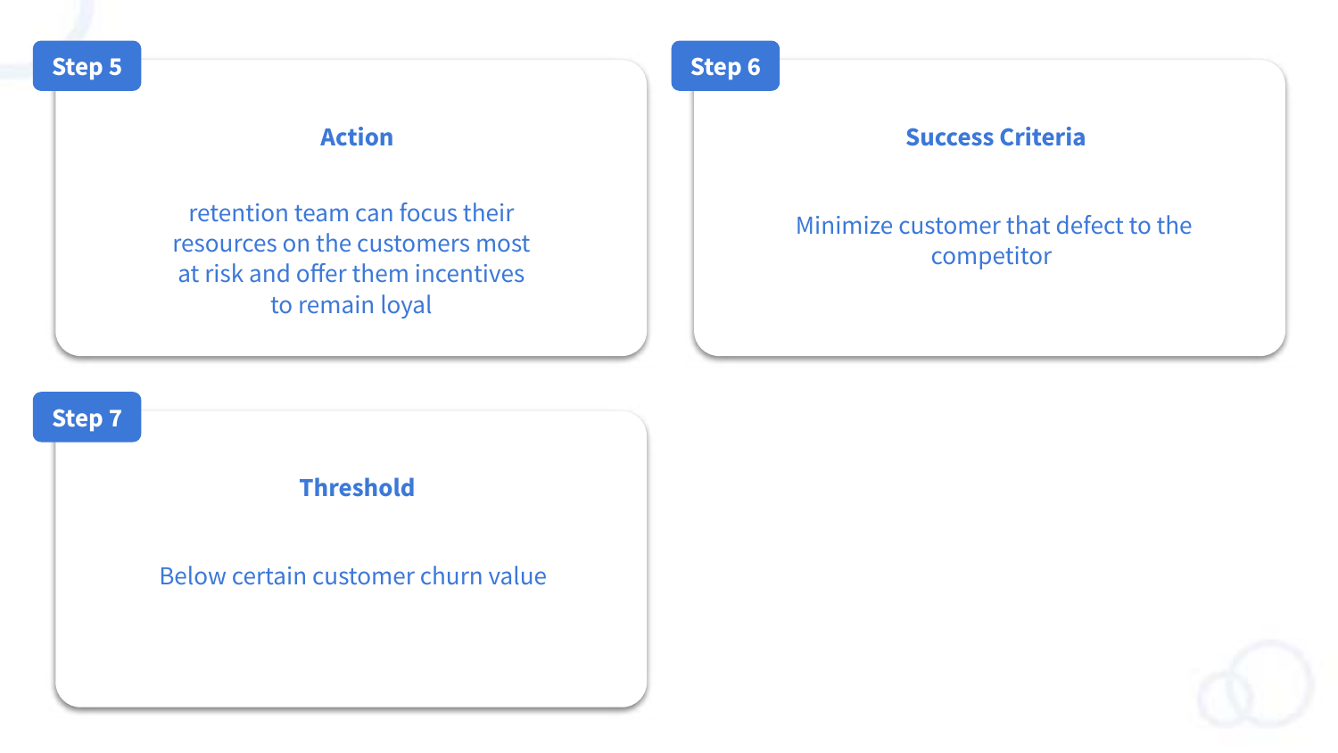**Step 5**

### Action

retention team can focus their resources on the customers most at risk and offer them incentives to remain loyal

**Step 6**

### Success Criteria

Minimize customer that defect to the competitor

**Step 7**

### Threshold

Below certain customer churn value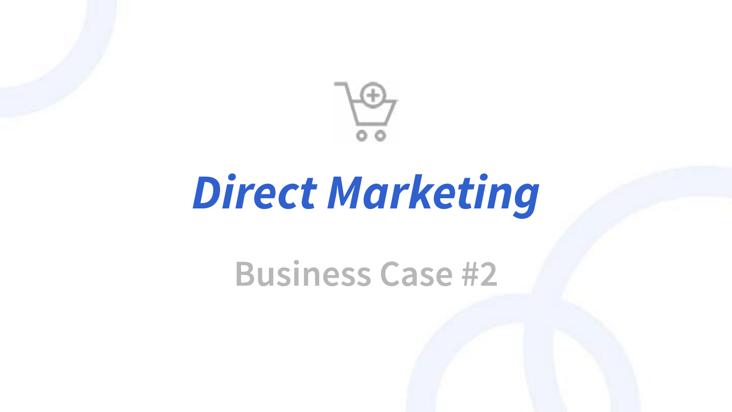# *Direct Marketing*

## Business Case #2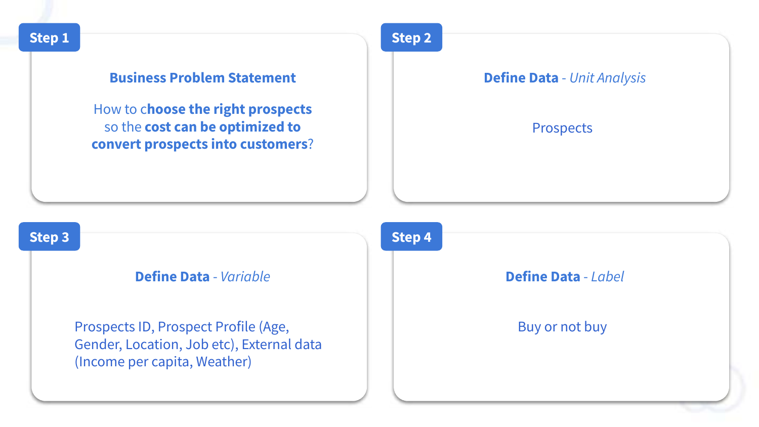## Step 1

### Business Problem Statement

How to c**hoose the right prospects** so the **cost can be optimized to convert prospects into customers**?

## Step 2

### **Define Data** - *Unit Analysis*

Prospects

## Step 3

### **Define Data** - *Variable*

Prospects ID, Prospect Profile (Age, Gender, Location, Job etc), External data (Income per capita, Weather)

## Step 4

### **Define Data** - *Label*

Buy or not buy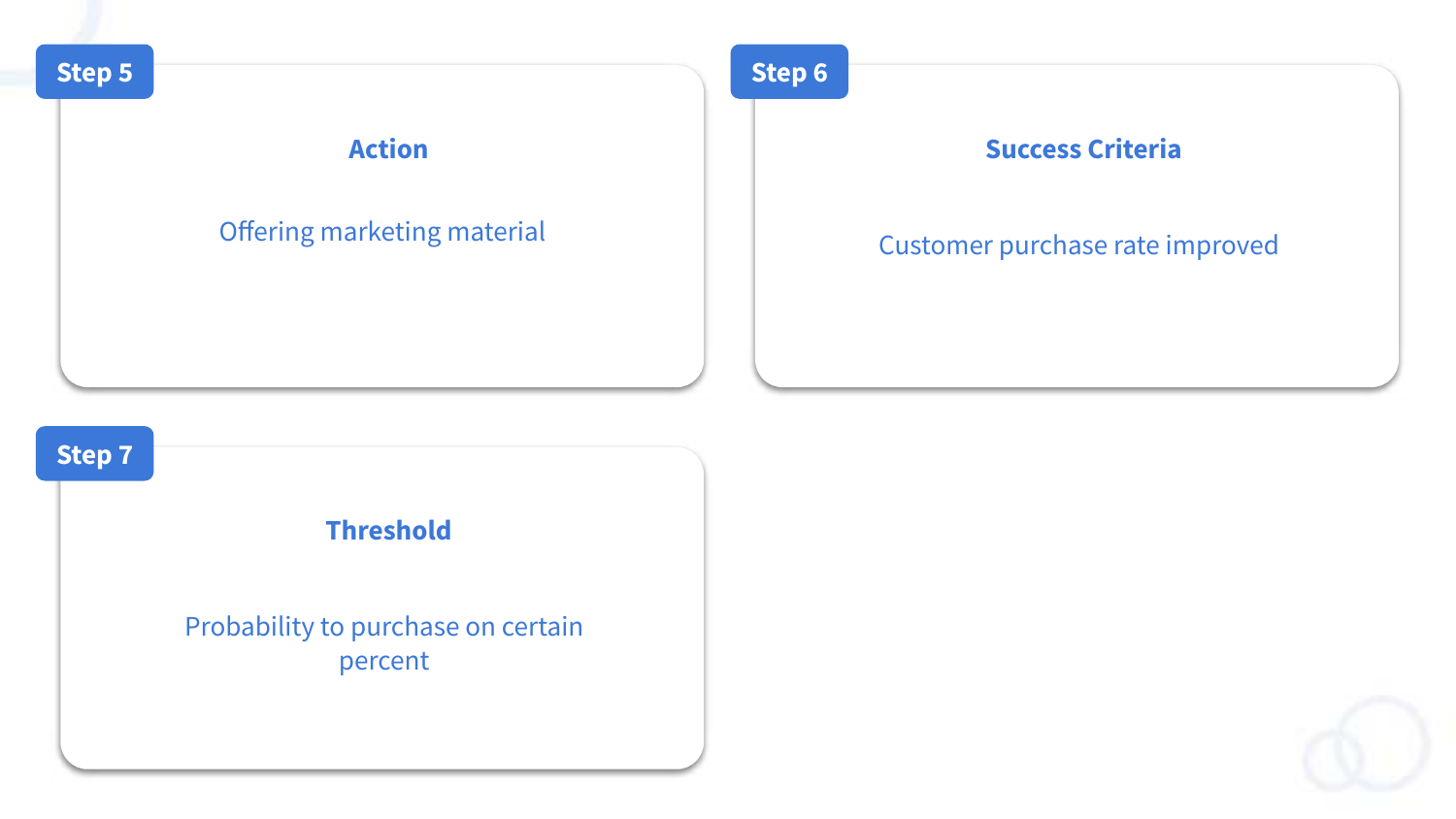**Step 5**

### Action

Offering marketing material

**Step 6**

### Success Criteria

Customer purchase rate improved

**Step 7**

### Threshold

Probability to purchase on certain percent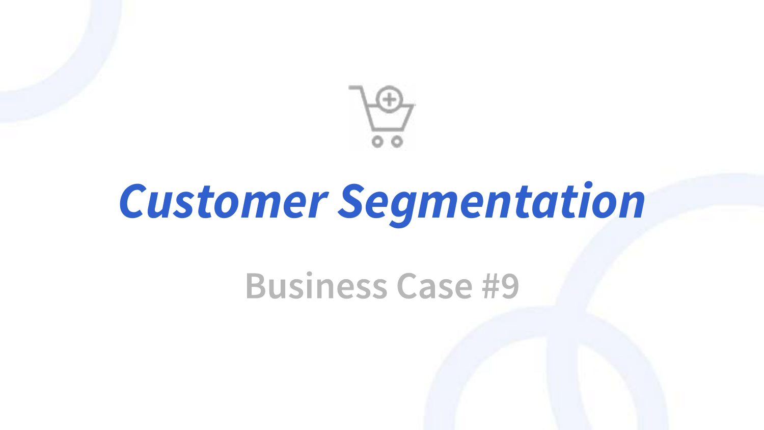# *Customer Segmentation*

## Business Case #9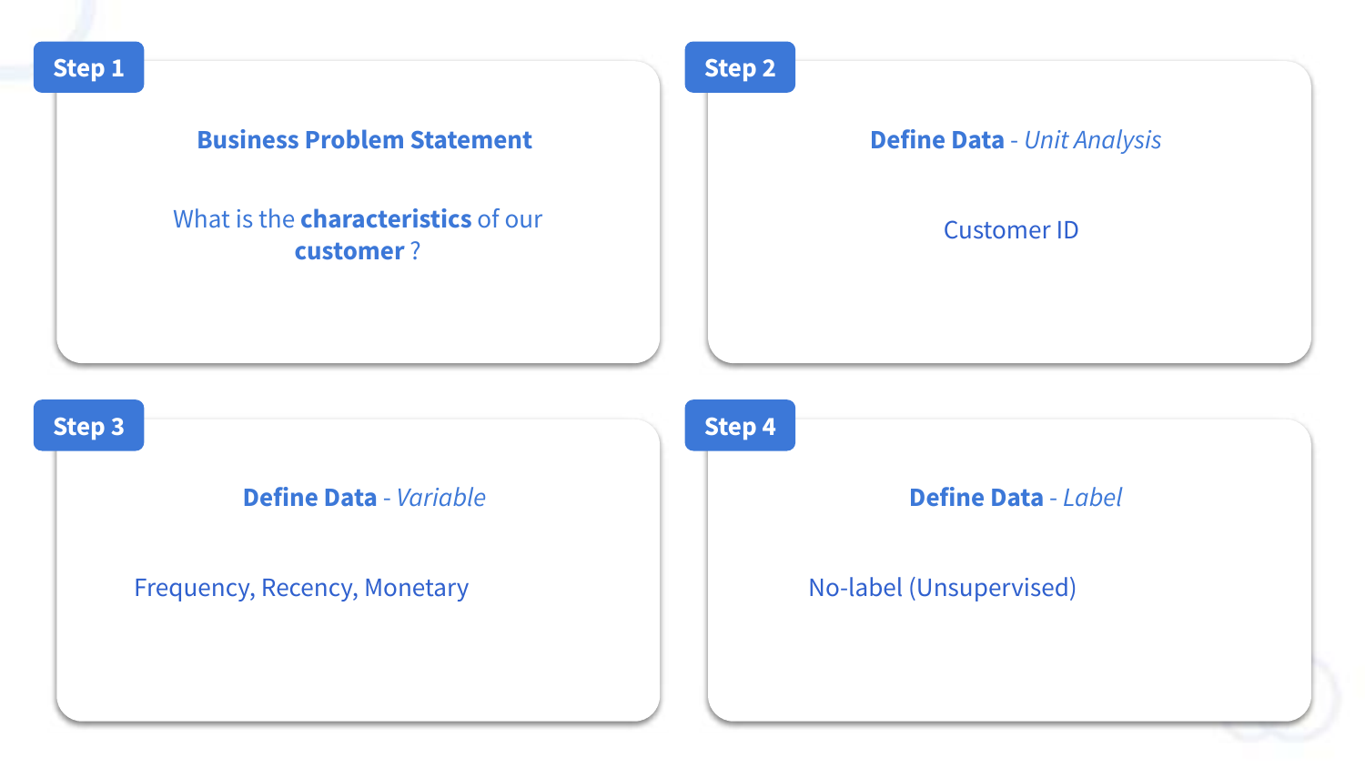## Step 1

**Business Problem Statement**

What is the **characteristics** of our **customer** ?

## Step 2

**Define Data** - *Unit Analysis*

Customer ID

## Step 3

**Define Data** - *Variable*

Frequency, Recency, Monetary

## Step 4

**Define Data** - *Label*

No-label (Unsupervised)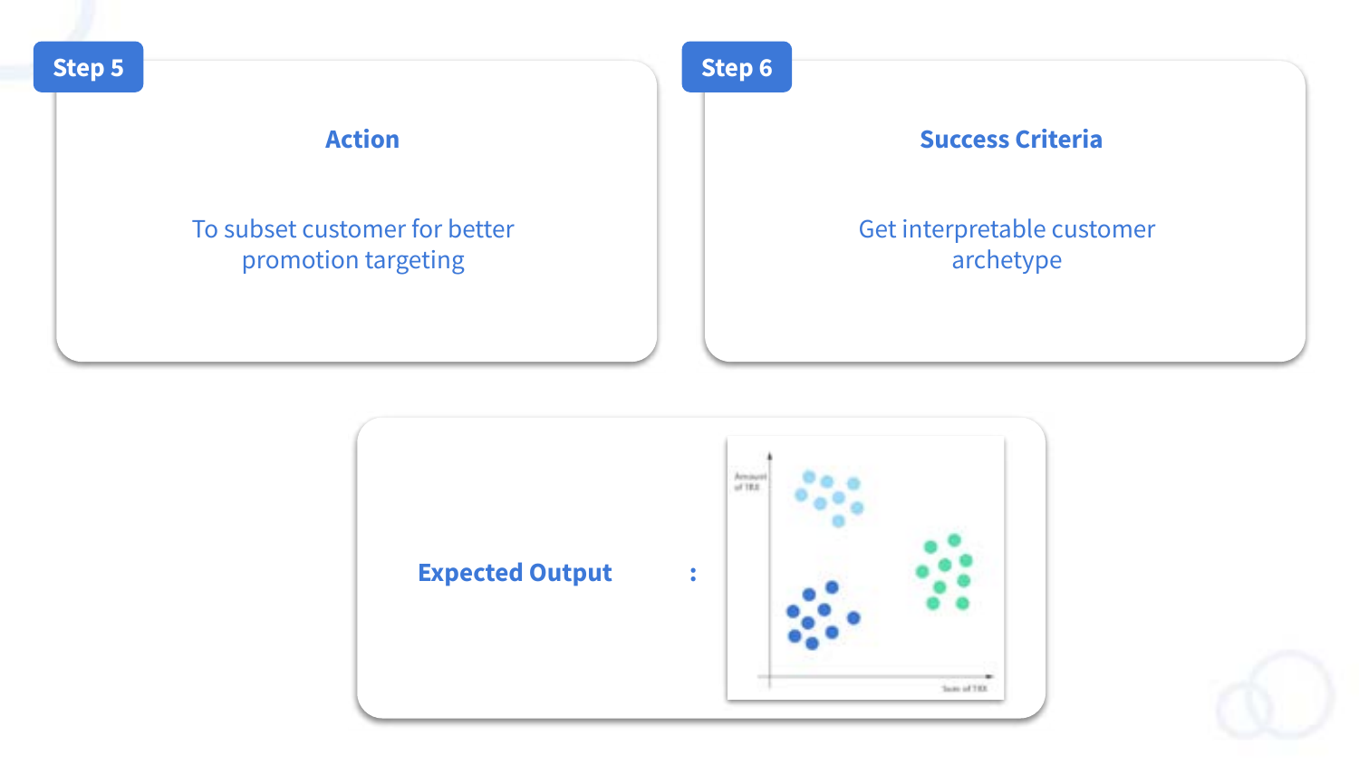**Step 5**

### Action

To subset customer for better promotion targeting

**Step 6**

### Success Criteria

Get interpretable customer archetype

**Expected Output** :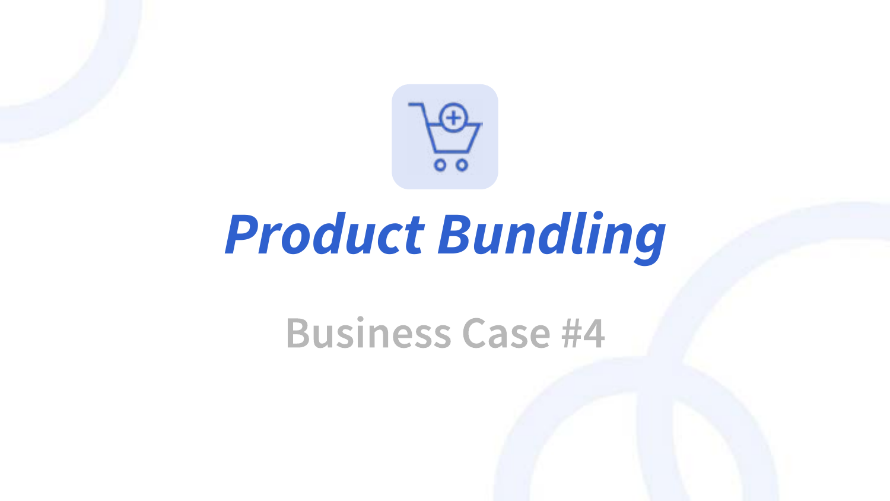# *Product Bundling*

## Business Case #4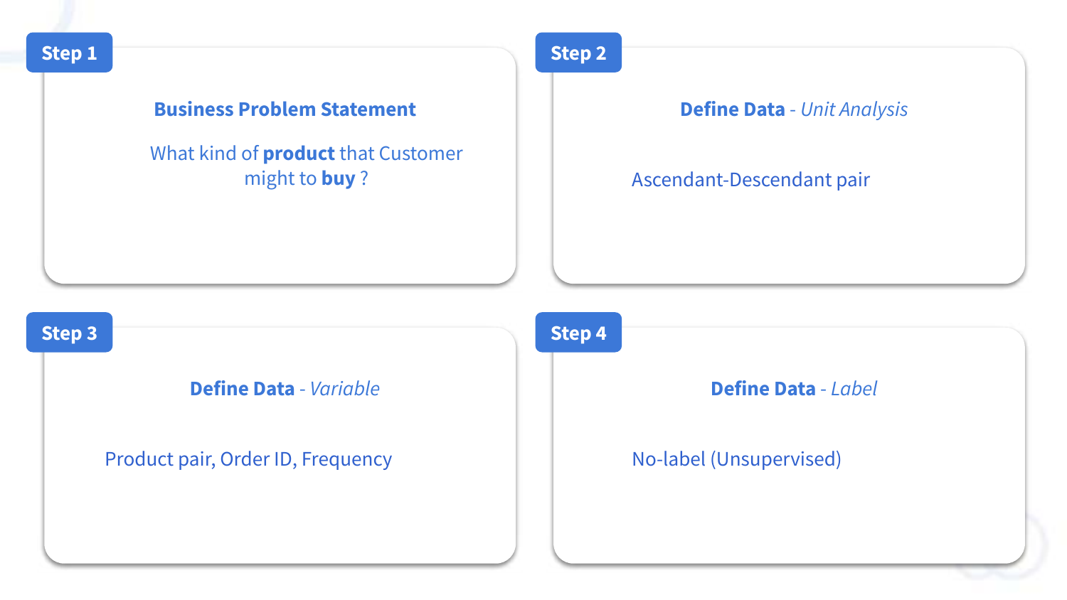## Step 1

**Business Problem Statement**

What kind of **product** that Customer might to **buy** ?

## Step 2

**Define Data** - *Unit Analysis*

Ascendant-Descendant pair

## Step 3

**Define Data** - *Variable*

Product pair, Order ID, Frequency

## Step 4

**Define Data** - *Label*

No-label (Unsupervised)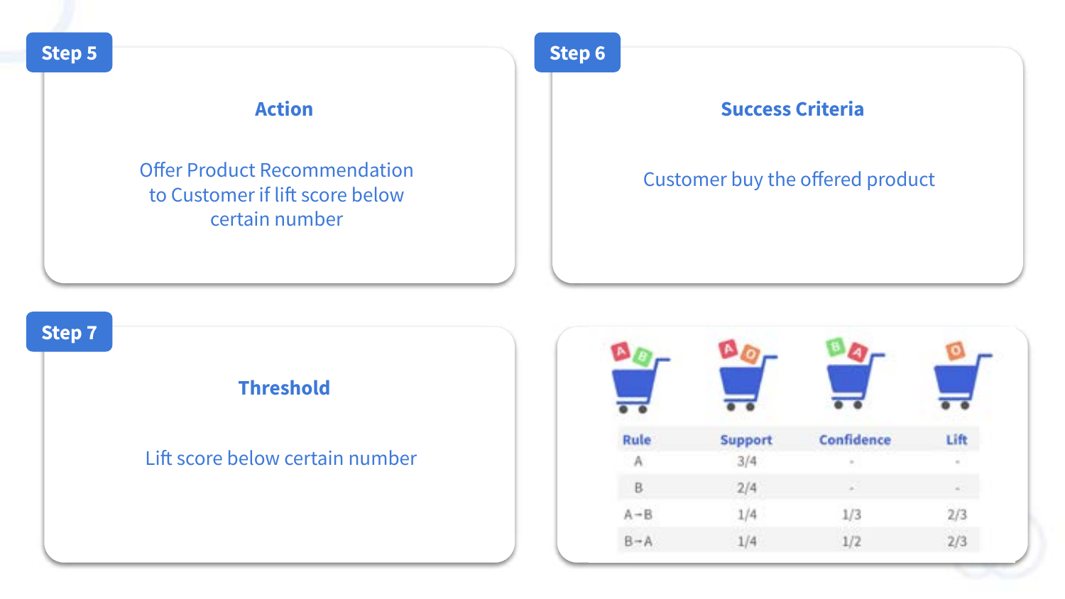## Step 5

### Action

Offer Product Recommendation to Customer if lift score below certain number

## Step 6

### Success Criteria

Customer buy the offered product

## Step 7

### Threshold

Lift score below certain number

| Rule | Support | Confidence | Lift |
| --- | --- | --- | --- |
| A | 3/4 | - | - |
| B | 2/4 | - | - |
| A→B | 1/4 | 1/3 | 2/3 |
| B→A | 1/4 | 1/2 | 2/3 |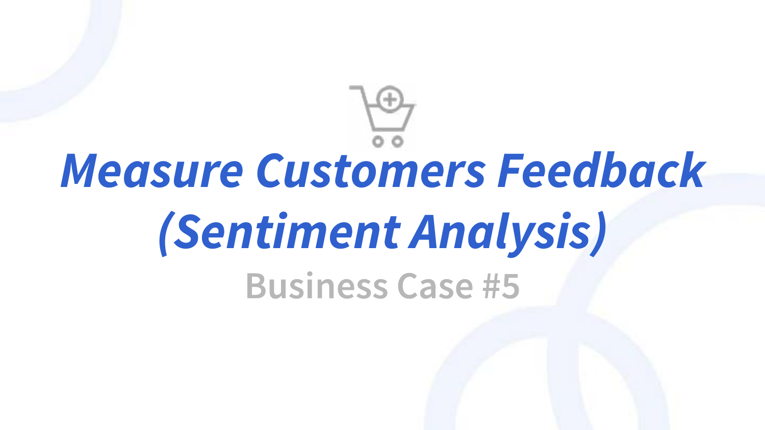# *Measure Customers Feedback (Sentiment Analysis)*

## Business Case #5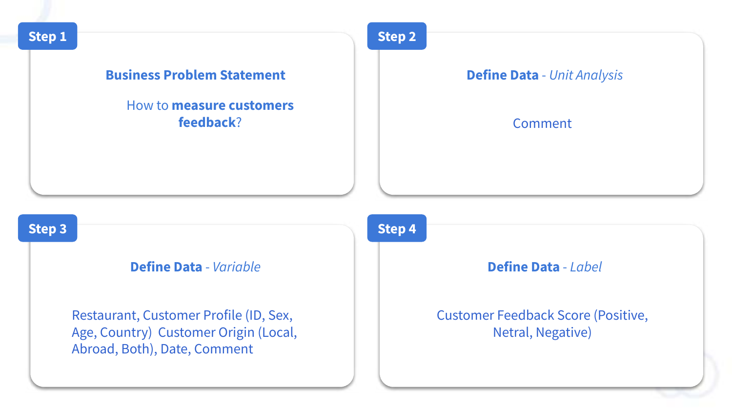## Step 1

**Business Problem Statement**

How to **measure customers feedback**?

## Step 2

**Define Data** - *Unit Analysis*

Comment

## Step 3

**Define Data** - *Variable*

Restaurant, Customer Profile (ID, Sex, Age, Country) Customer Origin (Local, Abroad, Both), Date, Comment

## Step 4

**Define Data** - *Label*

Customer Feedback Score (Positive, Netral, Negative)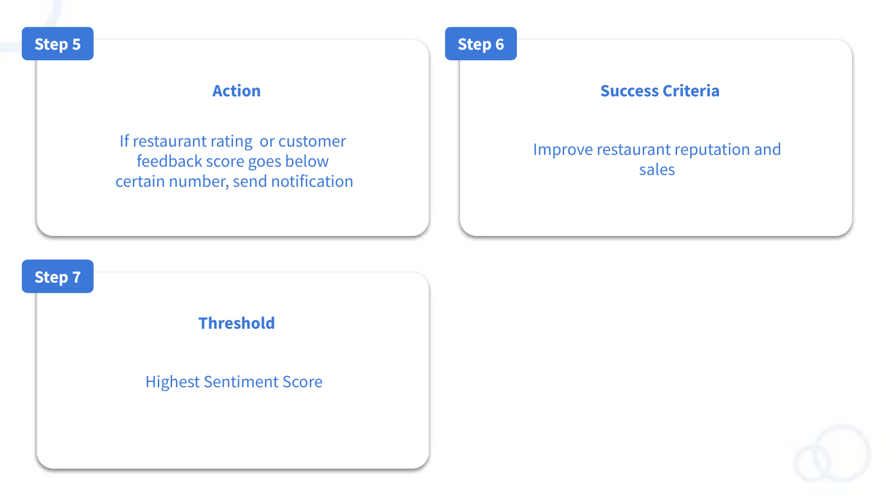## Step 5

### Action

If restaurant rating or customer feedback score goes below certain number, send notification

## Step 6

### Success Criteria

Improve restaurant reputation and sales

## Step 7

### Threshold

Highest Sentiment Score